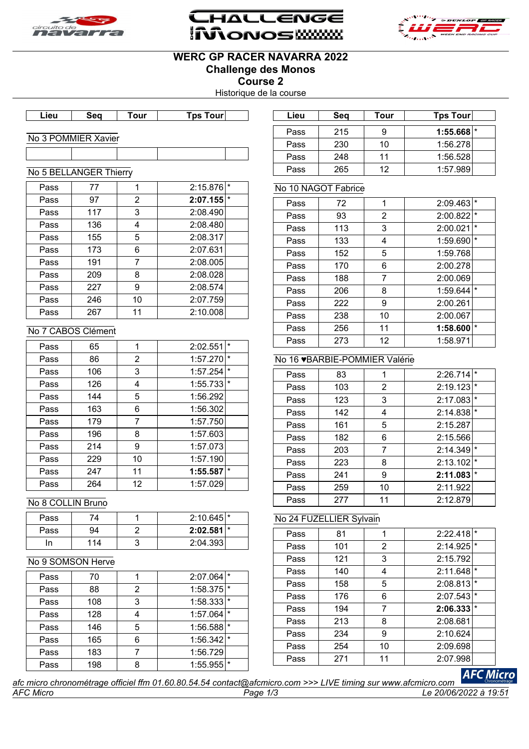# WERC GP RACER NAVARRA 2022

## Challenge des Monos

## Course 2

Historique de la course

### No 3 POMMIER Xavier

| Lieu | Seq | Tour | Tps Tour | |
|---|---|---|---|---|
| | | | | |

### No 5 BELLANGER Thierry

| Lieu | Seq | Tour | Tps Tour | |
|---|---|---|---|---|
| Pass | 77 | 1 | 2:15.876 | * |
| Pass | 97 | 2 | **2:07.155** | * |
| Pass | 117 | 3 | 2:08.490 | |
| Pass | 136 | 4 | 2:08.480 | |
| Pass | 155 | 5 | 2:08.317 | |
| Pass | 173 | 6 | 2:07.631 | |
| Pass | 191 | 7 | 2:08.005 | |
| Pass | 209 | 8 | 2:08.028 | |
| Pass | 227 | 9 | 2:08.574 | |
| Pass | 246 | 10 | 2:07.759 | |
| Pass | 267 | 11 | 2:10.008 | |

### No 7 CABOS Clément

| Lieu | Seq | Tour | Tps Tour | |
|---|---|---|---|---|
| Pass | 65 | 1 | 2:02.551 | * |
| Pass | 86 | 2 | 1:57.270 | * |
| Pass | 106 | 3 | 1:57.254 | * |
| Pass | 126 | 4 | 1:55.733 | * |
| Pass | 144 | 5 | 1:56.292 | |
| Pass | 163 | 6 | 1:56.302 | |
| Pass | 179 | 7 | 1:57.750 | |
| Pass | 196 | 8 | 1:57.603 | |
| Pass | 214 | 9 | 1:57.073 | |
| Pass | 229 | 10 | 1:57.190 | |
| Pass | 247 | 11 | **1:55.587** | * |
| Pass | 264 | 12 | 1:57.029 | |

### No 8 COLLIN Bruno

| Lieu | Seq | Tour | Tps Tour | |
|---|---|---|---|---|
| Pass | 74 | 1 | 2:10.645 | * |
| Pass | 94 | 2 | **2:02.581** | * |
| In | 114 | 3 | 2:04.393 | |

### No 9 SOMSON Herve

| Lieu | Seq | Tour | Tps Tour | |
|---|---|---|---|---|
| Pass | 70 | 1 | 2:07.064 | * |
| Pass | 88 | 2 | 1:58.375 | * |
| Pass | 108 | 3 | 1:58.333 | * |
| Pass | 128 | 4 | 1:57.064 | * |
| Pass | 146 | 5 | 1:56.588 | * |
| Pass | 165 | 6 | 1:56.342 | * |
| Pass | 183 | 7 | 1:56.729 | |
| Pass | 198 | 8 | 1:55.955 | * |
| Pass | 215 | 9 | **1:55.668** | * |
| Pass | 230 | 10 | 1:56.278 | |
| Pass | 248 | 11 | 1:56.528 | |
| Pass | 265 | 12 | 1:57.989 | |

### No 10 NAGOT Fabrice

| Lieu | Seq | Tour | Tps Tour | |
|---|---|---|---|---|
| Pass | 72 | 1 | 2:09.463 | * |
| Pass | 93 | 2 | 2:00.822 | * |
| Pass | 113 | 3 | 2:00.021 | * |
| Pass | 133 | 4 | 1:59.690 | * |
| Pass | 152 | 5 | 1:59.768 | |
| Pass | 170 | 6 | 2:00.278 | |
| Pass | 188 | 7 | 2:00.069 | |
| Pass | 206 | 8 | 1:59.644 | * |
| Pass | 222 | 9 | 2:00.261 | |
| Pass | 238 | 10 | 2:00.067 | |
| Pass | 256 | 11 | **1:58.600** | * |
| Pass | 273 | 12 | 1:58.971 | |

### No 16 ♥BARBIE-POMMIER Valérie

| Lieu | Seq | Tour | Tps Tour | |
|---|---|---|---|---|
| Pass | 83 | 1 | 2:26.714 | * |
| Pass | 103 | 2 | 2:19.123 | * |
| Pass | 123 | 3 | 2:17.083 | * |
| Pass | 142 | 4 | 2:14.838 | * |
| Pass | 161 | 5 | 2:15.287 | |
| Pass | 182 | 6 | 2:15.566 | |
| Pass | 203 | 7 | 2:14.349 | * |
| Pass | 223 | 8 | 2:13.102 | * |
| Pass | 241 | 9 | **2:11.083** | * |
| Pass | 259 | 10 | 2:11.922 | |
| Pass | 277 | 11 | 2:12.879 | |

### No 24 FUZELLIER Sylvain

| Lieu | Seq | Tour | Tps Tour | |
|---|---|---|---|---|
| Pass | 81 | 1 | 2:22.418 | * |
| Pass | 101 | 2 | 2:14.925 | * |
| Pass | 121 | 3 | 2:15.792 | |
| Pass | 140 | 4 | 2:11.648 | * |
| Pass | 158 | 5 | 2:08.813 | * |
| Pass | 176 | 6 | 2:07.543 | * |
| Pass | 194 | 7 | **2:06.333** | * |
| Pass | 213 | 8 | 2:08.681 | |
| Pass | 234 | 9 | 2:10.624 | |
| Pass | 254 | 10 | 2:09.698 | |
| Pass | 271 | 11 | 2:07.998 | |

*afc micro chronométrage officiel ffm 01.60.80.54.54 contact@afcmicro.com >>> LIVE timing sur www.afcmicro.com*

*AFC Micro — Le 20/06/2022 à 19:51*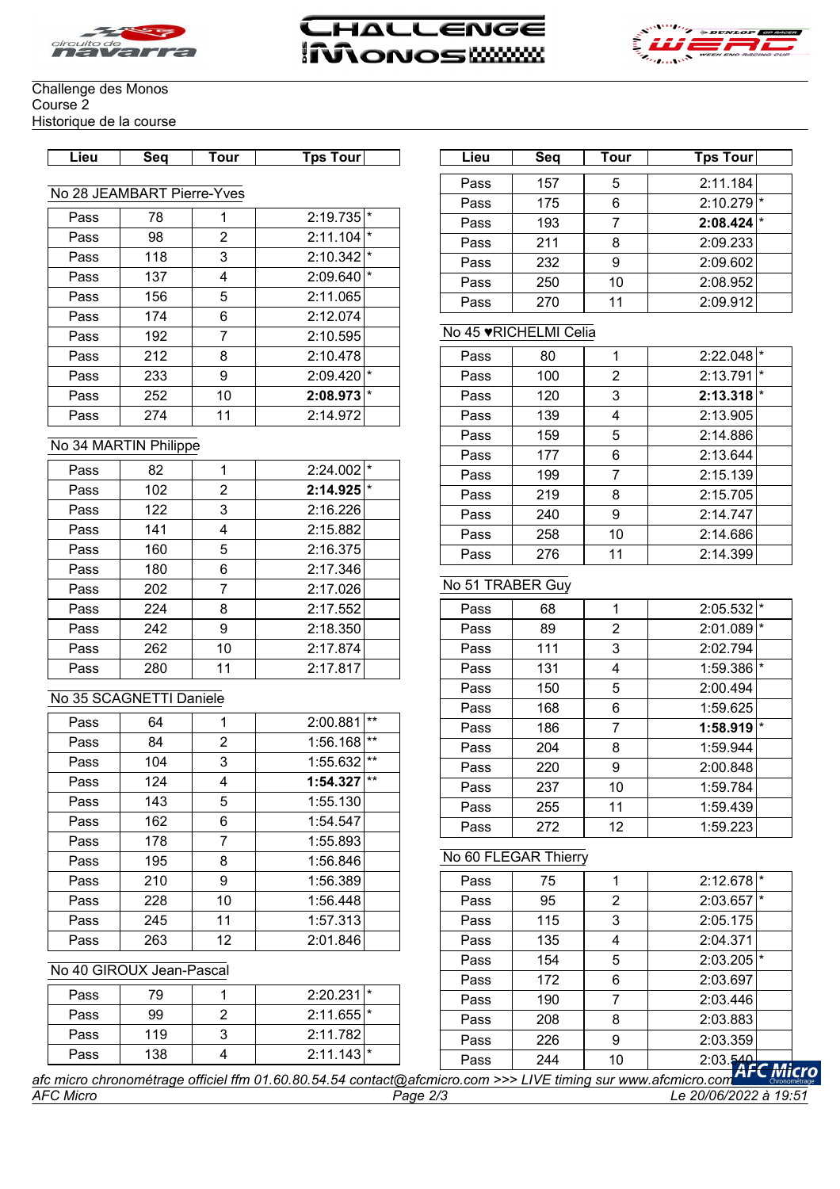Challenge des Monos
Course 2
Historique de la course

### No 28 JEAMBART Pierre-Yves

| Lieu | Seq | Tour | Tps Tour | |
|---|---|---|---|---|
| Pass | 78 | 1 | 2:19.735 | * |
| Pass | 98 | 2 | 2:11.104 | * |
| Pass | 118 | 3 | 2:10.342 | * |
| Pass | 137 | 4 | 2:09.640 | * |
| Pass | 156 | 5 | 2:11.065 | |
| Pass | 174 | 6 | 2:12.074 | |
| Pass | 192 | 7 | 2:10.595 | |
| Pass | 212 | 8 | 2:10.478 | |
| Pass | 233 | 9 | 2:09.420 | * |
| Pass | 252 | 10 | **2:08.973** | * |
| Pass | 274 | 11 | 2:14.972 | |

### No 34 MARTIN Philippe

| Lieu | Seq | Tour | Tps Tour | |
|---|---|---|---|---|
| Pass | 82 | 1 | 2:24.002 | * |
| Pass | 102 | 2 | **2:14.925** | * |
| Pass | 122 | 3 | 2:16.226 | |
| Pass | 141 | 4 | 2:15.882 | |
| Pass | 160 | 5 | 2:16.375 | |
| Pass | 180 | 6 | 2:17.346 | |
| Pass | 202 | 7 | 2:17.026 | |
| Pass | 224 | 8 | 2:17.552 | |
| Pass | 242 | 9 | 2:18.350 | |
| Pass | 262 | 10 | 2:17.874 | |
| Pass | 280 | 11 | 2:17.817 | |

### No 35 SCAGNETTI Daniele

| Lieu | Seq | Tour | Tps Tour | |
|---|---|---|---|---|
| Pass | 64 | 1 | 2:00.881 | ** |
| Pass | 84 | 2 | 1:56.168 | ** |
| Pass | 104 | 3 | 1:55.632 | ** |
| Pass | 124 | 4 | **1:54.327** | ** |
| Pass | 143 | 5 | 1:55.130 | |
| Pass | 162 | 6 | 1:54.547 | |
| Pass | 178 | 7 | 1:55.893 | |
| Pass | 195 | 8 | 1:56.846 | |
| Pass | 210 | 9 | 1:56.389 | |
| Pass | 228 | 10 | 1:56.448 | |
| Pass | 245 | 11 | 1:57.313 | |
| Pass | 263 | 12 | 2:01.846 | |

### No 40 GIROUX Jean-Pascal

| Lieu | Seq | Tour | Tps Tour | |
|---|---|---|---|---|
| Pass | 79 | 1 | 2:20.231 | * |
| Pass | 99 | 2 | 2:11.655 | * |
| Pass | 119 | 3 | 2:11.782 | |
| Pass | 138 | 4 | 2:11.143 | * |
| Pass | 157 | 5 | 2:11.184 | |
| Pass | 175 | 6 | 2:10.279 | * |
| Pass | 193 | 7 | **2:08.424** | * |
| Pass | 211 | 8 | 2:09.233 | |
| Pass | 232 | 9 | 2:09.602 | |
| Pass | 250 | 10 | 2:08.952 | |
| Pass | 270 | 11 | 2:09.912 | |

### No 45 ♥RICHELMI Celia

| Lieu | Seq | Tour | Tps Tour | |
|---|---|---|---|---|
| Pass | 80 | 1 | 2:22.048 | * |
| Pass | 100 | 2 | 2:13.791 | * |
| Pass | 120 | 3 | **2:13.318** | * |
| Pass | 139 | 4 | 2:13.905 | |
| Pass | 159 | 5 | 2:14.886 | |
| Pass | 177 | 6 | 2:13.644 | |
| Pass | 199 | 7 | 2:15.139 | |
| Pass | 219 | 8 | 2:15.705 | |
| Pass | 240 | 9 | 2:14.747 | |
| Pass | 258 | 10 | 2:14.686 | |
| Pass | 276 | 11 | 2:14.399 | |

### No 51 TRABER Guy

| Lieu | Seq | Tour | Tps Tour | |
|---|---|---|---|---|
| Pass | 68 | 1 | 2:05.532 | * |
| Pass | 89 | 2 | 2:01.089 | * |
| Pass | 111 | 3 | 2:02.794 | |
| Pass | 131 | 4 | 1:59.386 | * |
| Pass | 150 | 5 | 2:00.494 | |
| Pass | 168 | 6 | 1:59.625 | |
| Pass | 186 | 7 | **1:58.919** | * |
| Pass | 204 | 8 | 1:59.944 | |
| Pass | 220 | 9 | 2:00.848 | |
| Pass | 237 | 10 | 1:59.784 | |
| Pass | 255 | 11 | 1:59.439 | |
| Pass | 272 | 12 | 1:59.223 | |

### No 60 FLEGAR Thierry

| Lieu | Seq | Tour | Tps Tour | |
|---|---|---|---|---|
| Pass | 75 | 1 | 2:12.678 | * |
| Pass | 95 | 2 | 2:03.657 | * |
| Pass | 115 | 3 | 2:05.175 | |
| Pass | 135 | 4 | 2:04.371 | |
| Pass | 154 | 5 | 2:03.205 | * |
| Pass | 172 | 6 | 2:03.697 | |
| Pass | 190 | 7 | 2:03.446 | |
| Pass | 208 | 8 | 2:03.883 | |
| Pass | 226 | 9 | 2:03.359 | |
| Pass | 244 | 10 | 2:03.540 | |

*afc micro chronométrage officiel ffm 01.60.80.54.54 contact@afcmicro.com >>> LIVE timing sur www.afcmicro.com*

*AFC Micro* — *Le 20/06/2022 à 19:51*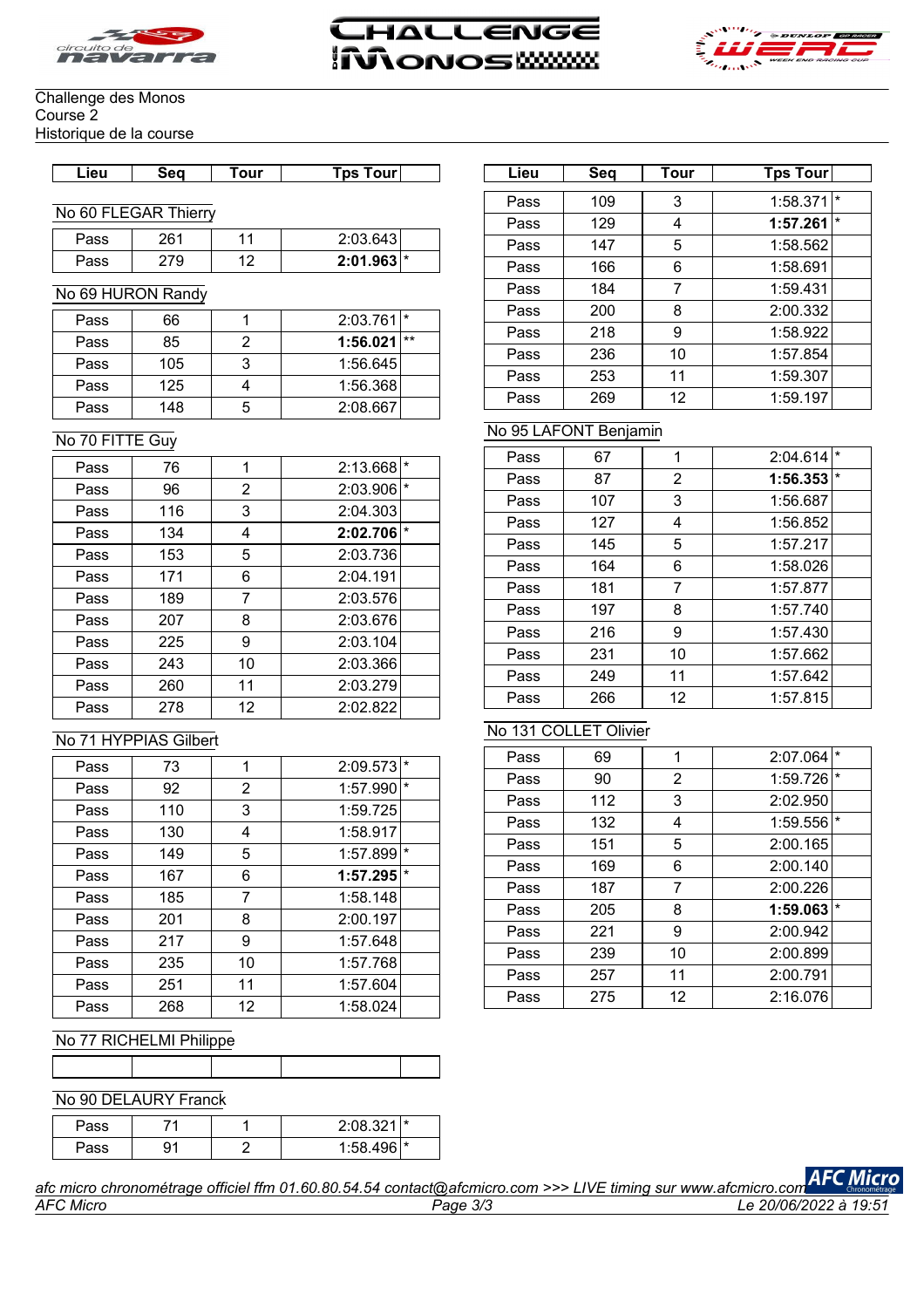Challenge des Monos
Course 2
Historique de la course

| Lieu | Seq | Tour | Tps Tour | |
|---|---|---|---|---|

**No 60 FLEGAR Thierry**

| Lieu | Seq | Tour | Tps Tour | |
|---|---|---|---|---|
| Pass | 261 | 11 | 2:03.643 | |
| Pass | 279 | 12 | **2:01.963** | * |

**No 69 HURON Randy**

| Lieu | Seq | Tour | Tps Tour | |
|---|---|---|---|---|
| Pass | 66 | 1 | 2:03.761 | * |
| Pass | 85 | 2 | **1:56.021** | ** |
| Pass | 105 | 3 | 1:56.645 | |
| Pass | 125 | 4 | 1:56.368 | |
| Pass | 148 | 5 | 2:08.667 | |

**No 70 FITTE Guy**

| Lieu | Seq | Tour | Tps Tour | |
|---|---|---|---|---|
| Pass | 76 | 1 | 2:13.668 | * |
| Pass | 96 | 2 | 2:03.906 | * |
| Pass | 116 | 3 | 2:04.303 | |
| Pass | 134 | 4 | **2:02.706** | * |
| Pass | 153 | 5 | 2:03.736 | |
| Pass | 171 | 6 | 2:04.191 | |
| Pass | 189 | 7 | 2:03.576 | |
| Pass | 207 | 8 | 2:03.676 | |
| Pass | 225 | 9 | 2:03.104 | |
| Pass | 243 | 10 | 2:03.366 | |
| Pass | 260 | 11 | 2:03.279 | |
| Pass | 278 | 12 | 2:02.822 | |

**No 71 HYPPIAS Gilbert**

| Lieu | Seq | Tour | Tps Tour | |
|---|---|---|---|---|
| Pass | 73 | 1 | 2:09.573 | * |
| Pass | 92 | 2 | 1:57.990 | * |
| Pass | 110 | 3 | 1:59.725 | |
| Pass | 130 | 4 | 1:58.917 | |
| Pass | 149 | 5 | 1:57.899 | * |
| Pass | 167 | 6 | **1:57.295** | * |
| Pass | 185 | 7 | 1:58.148 | |
| Pass | 201 | 8 | 2:00.197 | |
| Pass | 217 | 9 | 1:57.648 | |
| Pass | 235 | 10 | 1:57.768 | |
| Pass | 251 | 11 | 1:57.604 | |
| Pass | 268 | 12 | 1:58.024 | |

**No 77 RICHELMI Philippe**

| Lieu | Seq | Tour | Tps Tour | |
|---|---|---|---|---|
| | | | | |

**No 90 DELAURY Franck**

| Lieu | Seq | Tour | Tps Tour | |
|---|---|---|---|---|
| Pass | 71 | 1 | 2:08.321 | * |
| Pass | 91 | 2 | 1:58.496 | * |
| Pass | 109 | 3 | 1:58.371 | * |
| Pass | 129 | 4 | **1:57.261** | * |
| Pass | 147 | 5 | 1:58.562 | |
| Pass | 166 | 6 | 1:58.691 | |
| Pass | 184 | 7 | 1:59.431 | |
| Pass | 200 | 8 | 2:00.332 | |
| Pass | 218 | 9 | 1:58.922 | |
| Pass | 236 | 10 | 1:57.854 | |
| Pass | 253 | 11 | 1:59.307 | |
| Pass | 269 | 12 | 1:59.197 | |

**No 95 LAFONT Benjamin**

| Lieu | Seq | Tour | Tps Tour | |
|---|---|---|---|---|
| Pass | 67 | 1 | 2:04.614 | * |
| Pass | 87 | 2 | **1:56.353** | * |
| Pass | 107 | 3 | 1:56.687 | |
| Pass | 127 | 4 | 1:56.852 | |
| Pass | 145 | 5 | 1:57.217 | |
| Pass | 164 | 6 | 1:58.026 | |
| Pass | 181 | 7 | 1:57.877 | |
| Pass | 197 | 8 | 1:57.740 | |
| Pass | 216 | 9 | 1:57.430 | |
| Pass | 231 | 10 | 1:57.662 | |
| Pass | 249 | 11 | 1:57.642 | |
| Pass | 266 | 12 | 1:57.815 | |

**No 131 COLLET Olivier**

| Lieu | Seq | Tour | Tps Tour | |
|---|---|---|---|---|
| Pass | 69 | 1 | 2:07.064 | * |
| Pass | 90 | 2 | 1:59.726 | * |
| Pass | 112 | 3 | 2:02.950 | |
| Pass | 132 | 4 | 1:59.556 | * |
| Pass | 151 | 5 | 2:00.165 | |
| Pass | 169 | 6 | 2:00.140 | |
| Pass | 187 | 7 | 2:00.226 | |
| Pass | 205 | 8 | **1:59.063** | * |
| Pass | 221 | 9 | 2:00.942 | |
| Pass | 239 | 10 | 2:00.899 | |
| Pass | 257 | 11 | 2:00.791 | |
| Pass | 275 | 12 | 2:16.076 | |

*afc micro chronométrage officiel ffm 01.60.80.54.54 contact@afcmicro.com >>> LIVE timing sur www.afcmicro.com*

*AFC Micro* — *Le 20/06/2022 à 19:51*